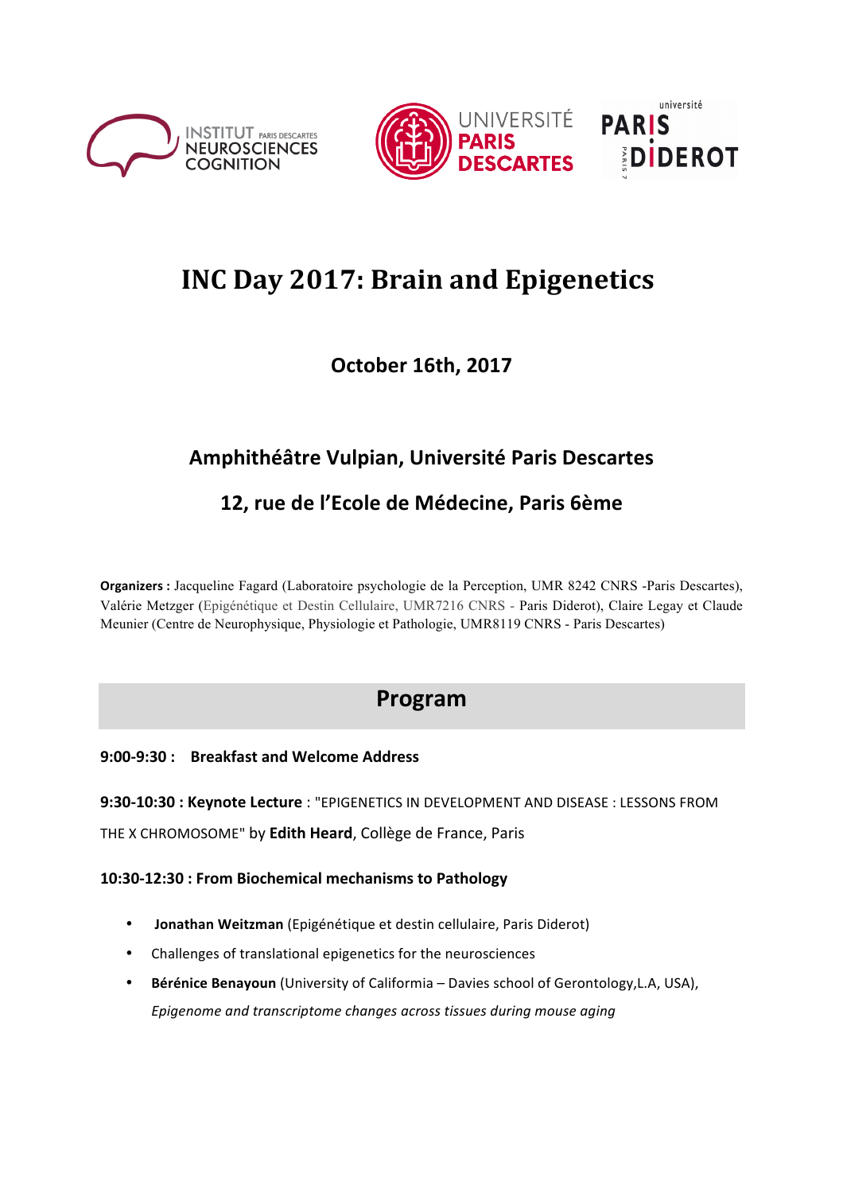# INC Day 2017: Brain and Epigenetics

**October 16th, 2017**

**Amphithéâtre Vulpian, Université Paris Descartes**

**12, rue de l'Ecole de Médecine, Paris 6ème**

**Organizers :** Jacqueline Fagard (Laboratoire psychologie de la Perception, UMR 8242 CNRS -Paris Descartes), Valérie Metzger (Epigénétique et Destin Cellulaire, UMR7216 CNRS - Paris Diderot), Claire Legay et Claude Meunier (Centre de Neurophysique, Physiologie et Pathologie, UMR8119 CNRS - Paris Descartes)

## Program

**9:00-9:30 : Breakfast and Welcome Address**

**9:30-10:30 : Keynote Lecture** : "EPIGENETICS IN DEVELOPMENT AND DISEASE : LESSONS FROM THE X CHROMOSOME" by **Edith Heard**, Collège de France, Paris

**10:30-12:30 : From Biochemical mechanisms to Pathology**

- **Jonathan Weitzman** (Epigénétique et destin cellulaire, Paris Diderot)
- Challenges of translational epigenetics for the neurosciences
- **Bérénice Benayoun** (University of California – Davies school of Gerontology,L.A, USA), *Epigenome and transcriptome changes across tissues during mouse aging*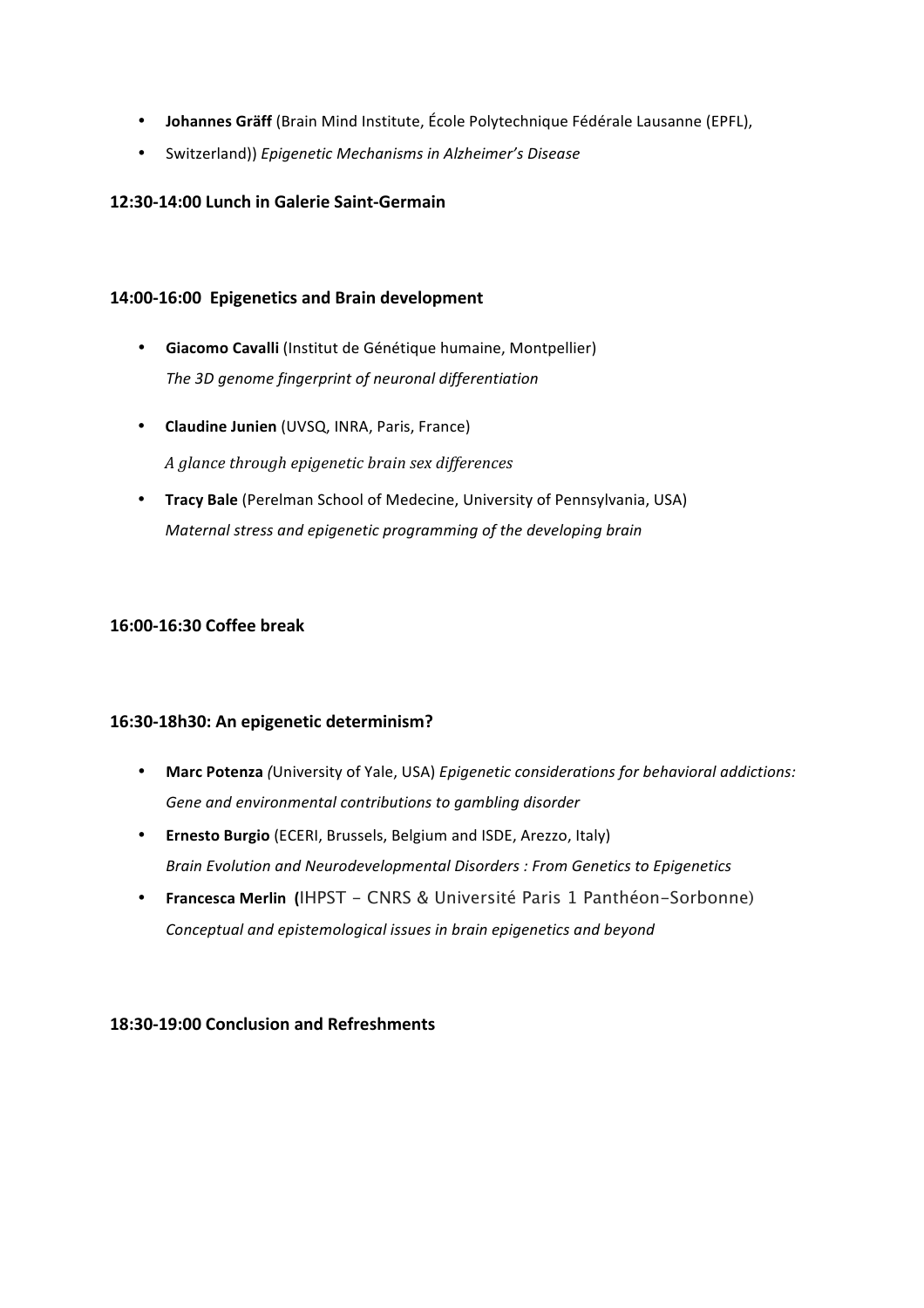- **Johannes Gräff** (Brain Mind Institute, École Polytechnique Fédérale Lausanne (EPFL),
- Switzerland)) *Epigenetic Mechanisms in Alzheimer's Disease*

**12:30-14:00 Lunch in Galerie Saint-Germain**

**14:00-16:00 Epigenetics and Brain development**

- **Giacomo Cavalli** (Institut de Génétique humaine, Montpellier)
  *The 3D genome fingerprint of neuronal differentiation*
- **Claudine Junien** (UVSQ, INRA, Paris, France)
  *A glance through epigenetic brain sex differences*
- **Tracy Bale** (Perelman School of Medecine, University of Pennsylvania, USA)
  *Maternal stress and epigenetic programming of the developing brain*

**16:00-16:30 Coffee break**

**16:30-18h30: An epigenetic determinism?**

- **Marc Potenza** *(*University of Yale, USA) *Epigenetic considerations for behavioral addictions: Gene and environmental contributions to gambling disorder*
- **Ernesto Burgio** (ECERI, Brussels, Belgium and ISDE, Arezzo, Italy)
  *Brain Evolution and Neurodevelopmental Disorders : From Genetics to Epigenetics*
- **Francesca Merlin (**IHPST - CNRS & Université Paris 1 Panthéon-Sorbonne)
  *Conceptual and epistemological issues in brain epigenetics and beyond*

**18:30-19:00 Conclusion and Refreshments**